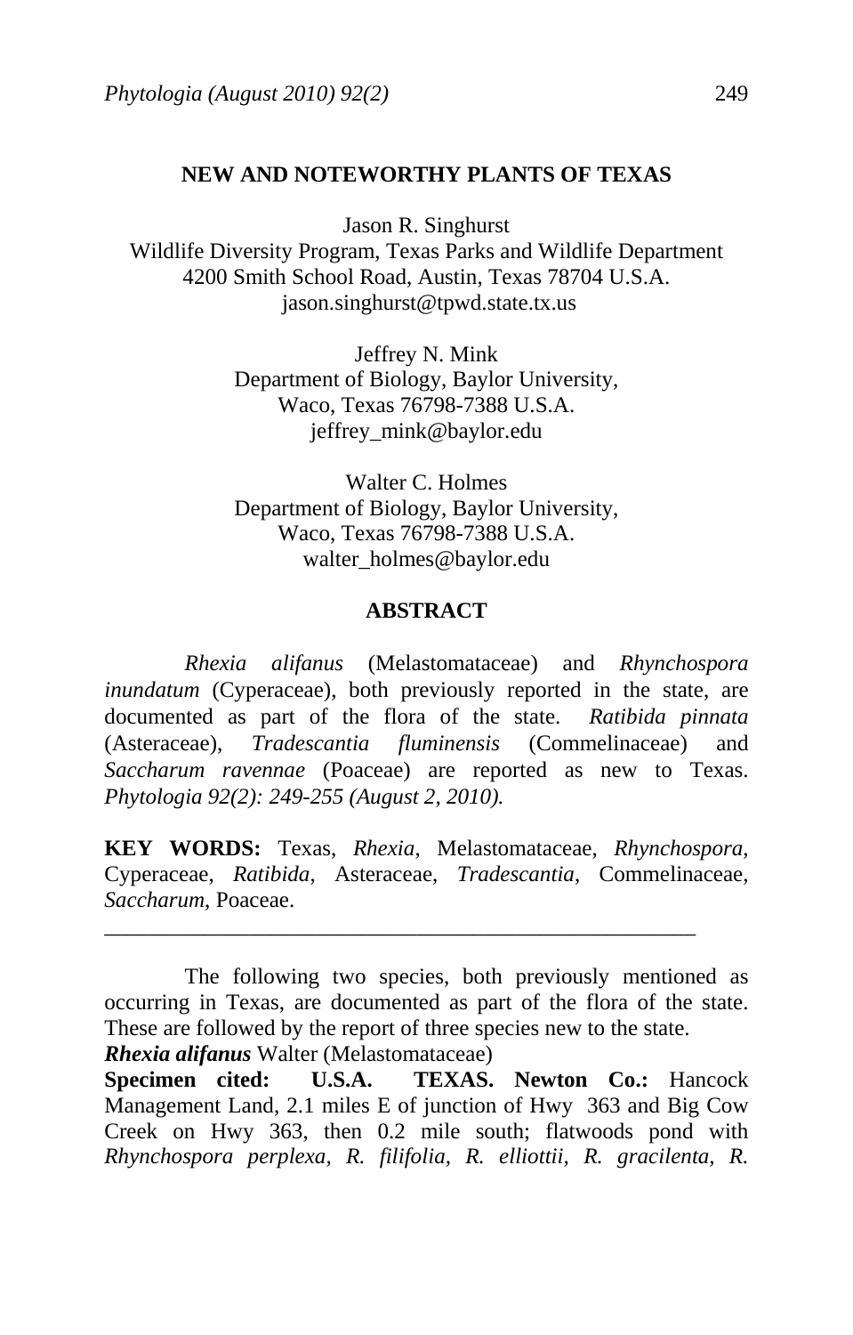# NEW AND NOTEWORTHY PLANTS OF TEXAS

Jason R. Singhurst
Wildlife Diversity Program, Texas Parks and Wildlife Department
4200 Smith School Road, Austin, Texas 78704 U.S.A.
jason.singhurst@tpwd.state.tx.us

Jeffrey N. Mink
Department of Biology, Baylor University,
Waco, Texas 76798-7388 U.S.A.
jeffrey_mink@baylor.edu

Walter C. Holmes
Department of Biology, Baylor University,
Waco, Texas 76798-7388 U.S.A.
walter_holmes@baylor.edu

## ABSTRACT

*Rhexia alifanus* (Melastomataceae) and *Rhynchospora inundatum* (Cyperaceae), both previously reported in the state, are documented as part of the flora of the state. *Ratibida pinnata* (Asteraceae), *Tradescantia fluminensis* (Commelinaceae) and *Saccharum ravennae* (Poaceae) are reported as new to Texas. *Phytologia 92(2): 249-255 (August 2, 2010).*

**KEY WORDS:** Texas, *Rhexia*, Melastomataceae, *Rhynchospora*, Cyperaceae, *Ratibida*, Asteraceae, *Tradescantia*, Commelinaceae, *Saccharum*, Poaceae.

---

The following two species, both previously mentioned as occurring in Texas, are documented as part of the flora of the state. These are followed by the report of three species new to the state.

***Rhexia alifanus*** Walter (Melastomataceae)

**Specimen cited: U.S.A. TEXAS. Newton Co.:** Hancock Management Land, 2.1 miles E of junction of Hwy 363 and Big Cow Creek on Hwy 363, then 0.2 mile south; flatwoods pond with *Rhynchospora perplexa*, *R. filifolia*, *R. elliottii*, *R. gracilenta*, *R.*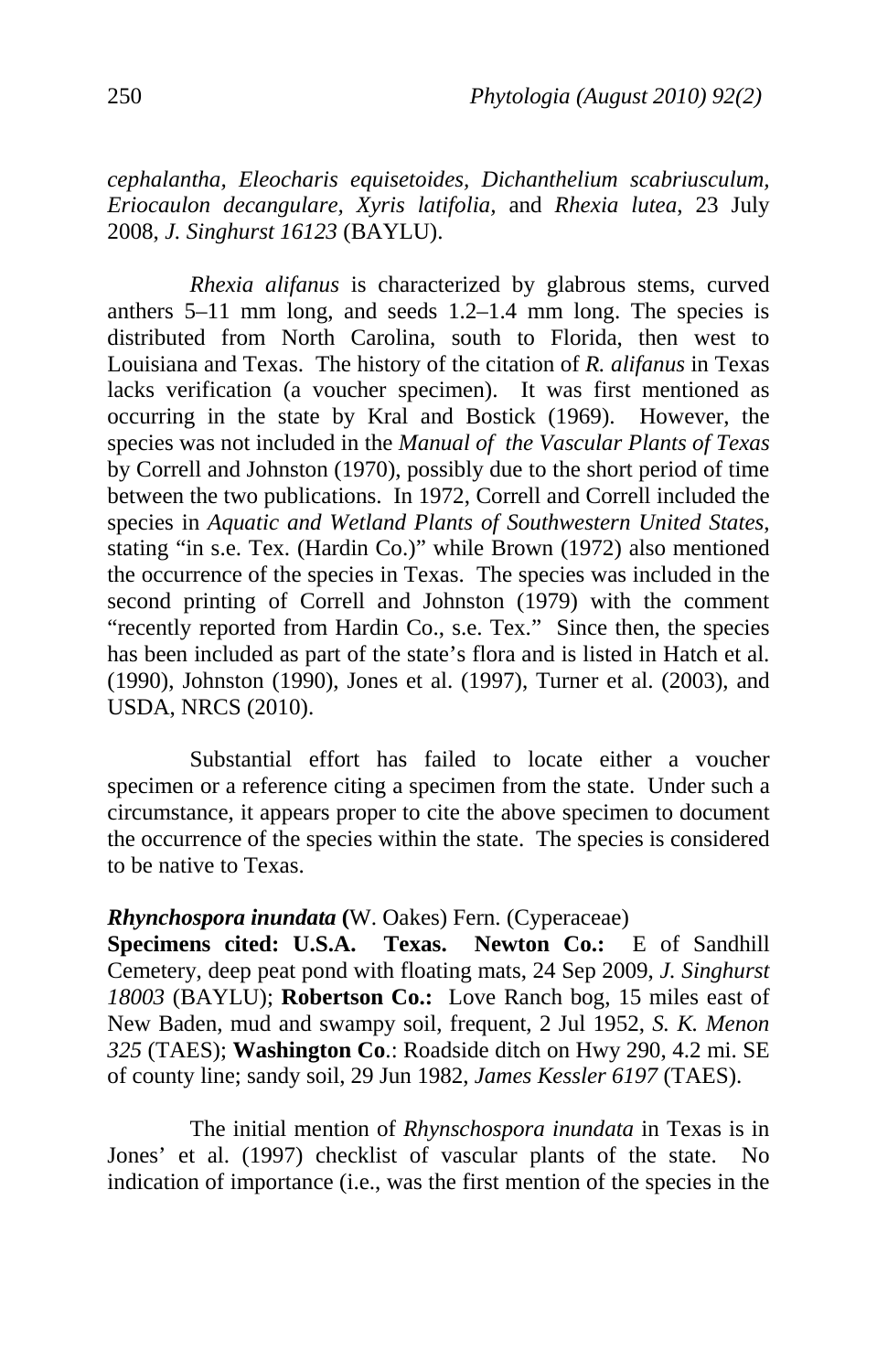*cephalantha*, *Eleocharis equisetoides*, *Dichanthelium scabriusculum*, *Eriocaulon decangulare*, *Xyris latifolia*, and *Rhexia lutea*, 23 July 2008, *J. Singhurst 16123* (BAYLU).

*Rhexia alifanus* is characterized by glabrous stems, curved anthers 5–11 mm long, and seeds 1.2–1.4 mm long. The species is distributed from North Carolina, south to Florida, then west to Louisiana and Texas. The history of the citation of *R. alifanus* in Texas lacks verification (a voucher specimen). It was first mentioned as occurring in the state by Kral and Bostick (1969). However, the species was not included in the *Manual of the Vascular Plants of Texas* by Correll and Johnston (1970), possibly due to the short period of time between the two publications. In 1972, Correll and Correll included the species in *Aquatic and Wetland Plants of Southwestern United States*, stating "in s.e. Tex. (Hardin Co.)" while Brown (1972) also mentioned the occurrence of the species in Texas. The species was included in the second printing of Correll and Johnston (1979) with the comment "recently reported from Hardin Co., s.e. Tex." Since then, the species has been included as part of the state's flora and is listed in Hatch et al. (1990), Johnston (1990), Jones et al. (1997), Turner et al. (2003), and USDA, NRCS (2010).

Substantial effort has failed to locate either a voucher specimen or a reference citing a specimen from the state. Under such a circumstance, it appears proper to cite the above specimen to document the occurrence of the species within the state. The species is considered to be native to Texas.

***Rhynchospora inundata*** **(**W. Oakes) Fern. (Cyperaceae)
**Specimens cited: U.S.A. Texas. Newton Co.:** E of Sandhill Cemetery, deep peat pond with floating mats, 24 Sep 2009, *J. Singhurst 18003* (BAYLU); **Robertson Co.:** Love Ranch bog, 15 miles east of New Baden, mud and swampy soil, frequent, 2 Jul 1952, *S. K. Menon 325* (TAES); **Washington Co**.: Roadside ditch on Hwy 290, 4.2 mi. SE of county line; sandy soil, 29 Jun 1982, *James Kessler 6197* (TAES).

The initial mention of *Rhynschospora inundata* in Texas is in Jones' et al. (1997) checklist of vascular plants of the state. No indication of importance (i.e., was the first mention of the species in the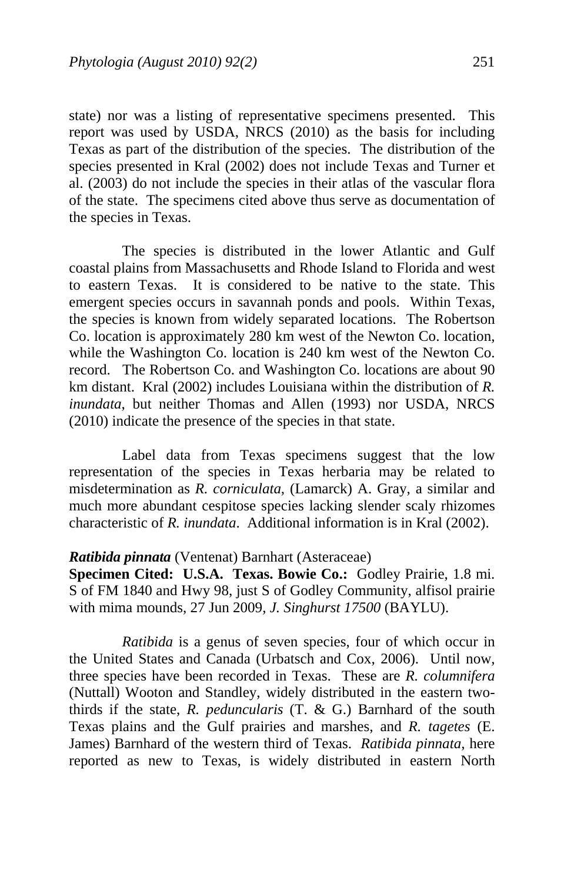state) nor was a listing of representative specimens presented. This report was used by USDA, NRCS (2010) as the basis for including Texas as part of the distribution of the species. The distribution of the species presented in Kral (2002) does not include Texas and Turner et al. (2003) do not include the species in their atlas of the vascular flora of the state. The specimens cited above thus serve as documentation of the species in Texas.

The species is distributed in the lower Atlantic and Gulf coastal plains from Massachusetts and Rhode Island to Florida and west to eastern Texas. It is considered to be native to the state. This emergent species occurs in savannah ponds and pools. Within Texas, the species is known from widely separated locations. The Robertson Co. location is approximately 280 km west of the Newton Co. location, while the Washington Co. location is 240 km west of the Newton Co. record. The Robertson Co. and Washington Co. locations are about 90 km distant. Kral (2002) includes Louisiana within the distribution of *R. inundata*, but neither Thomas and Allen (1993) nor USDA, NRCS (2010) indicate the presence of the species in that state.

Label data from Texas specimens suggest that the low representation of the species in Texas herbaria may be related to misdetermination as *R. corniculata*, (Lamarck) A. Gray, a similar and much more abundant cespitose species lacking slender scaly rhizomes characteristic of *R. inundata*. Additional information is in Kral (2002).

***Ratibida pinnata*** (Ventenat) Barnhart (Asteraceae)
**Specimen Cited: U.S.A. Texas. Bowie Co.:** Godley Prairie, 1.8 mi. S of FM 1840 and Hwy 98, just S of Godley Community, alfisol prairie with mima mounds, 27 Jun 2009, *J. Singhurst 17500* (BAYLU).

*Ratibida* is a genus of seven species, four of which occur in the United States and Canada (Urbatsch and Cox, 2006). Until now, three species have been recorded in Texas. These are *R. columnifera* (Nuttall) Wooton and Standley, widely distributed in the eastern two-thirds if the state, *R. peduncularis* (T. & G.) Barnhard of the south Texas plains and the Gulf prairies and marshes, and *R. tagetes* (E. James) Barnhard of the western third of Texas. *Ratibida pinnata*, here reported as new to Texas, is widely distributed in eastern North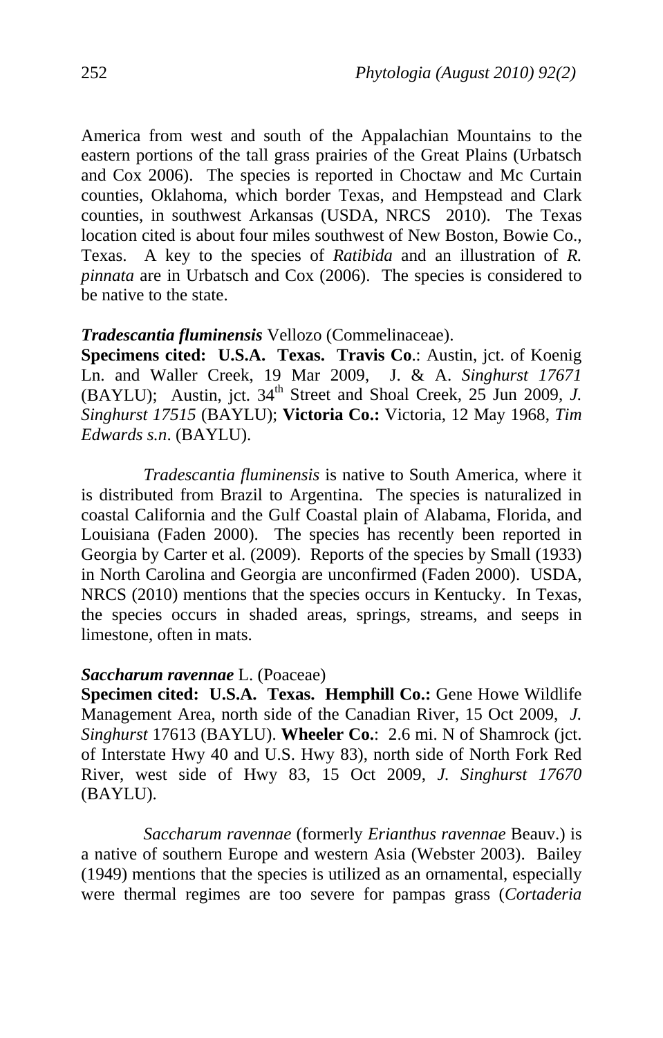America from west and south of the Appalachian Mountains to the eastern portions of the tall grass prairies of the Great Plains (Urbatsch and Cox 2006). The species is reported in Choctaw and Mc Curtain counties, Oklahoma, which border Texas, and Hempstead and Clark counties, in southwest Arkansas (USDA, NRCS 2010). The Texas location cited is about four miles southwest of New Boston, Bowie Co., Texas. A key to the species of *Ratibida* and an illustration of *R. pinnata* are in Urbatsch and Cox (2006). The species is considered to be native to the state.

***Tradescantia fluminensis*** Vellozo (Commelinaceae).
**Specimens cited: U.S.A. Texas. Travis Co**.: Austin, jct. of Koenig Ln. and Waller Creek, 19 Mar 2009, J. & A. *Singhurst 17671* (BAYLU); Austin, jct. 34th Street and Shoal Creek, 25 Jun 2009, *J. Singhurst 17515* (BAYLU); **Victoria Co.:** Victoria, 12 May 1968, *Tim Edwards s.n*. (BAYLU).

*Tradescantia fluminensis* is native to South America, where it is distributed from Brazil to Argentina. The species is naturalized in coastal California and the Gulf Coastal plain of Alabama, Florida, and Louisiana (Faden 2000). The species has recently been reported in Georgia by Carter et al. (2009). Reports of the species by Small (1933) in North Carolina and Georgia are unconfirmed (Faden 2000). USDA, NRCS (2010) mentions that the species occurs in Kentucky. In Texas, the species occurs in shaded areas, springs, streams, and seeps in limestone, often in mats.

***Saccharum ravennae*** L. (Poaceae)
**Specimen cited: U.S.A. Texas. Hemphill Co.:** Gene Howe Wildlife Management Area, north side of the Canadian River, 15 Oct 2009, *J. Singhurst* 17613 (BAYLU). **Wheeler Co.**: 2.6 mi. N of Shamrock (jct. of Interstate Hwy 40 and U.S. Hwy 83), north side of North Fork Red River, west side of Hwy 83, 15 Oct 2009, *J. Singhurst 17670* (BAYLU).

*Saccharum ravennae* (formerly *Erianthus ravennae* Beauv.) is a native of southern Europe and western Asia (Webster 2003). Bailey (1949) mentions that the species is utilized as an ornamental, especially were thermal regimes are too severe for pampas grass (*Cortaderia*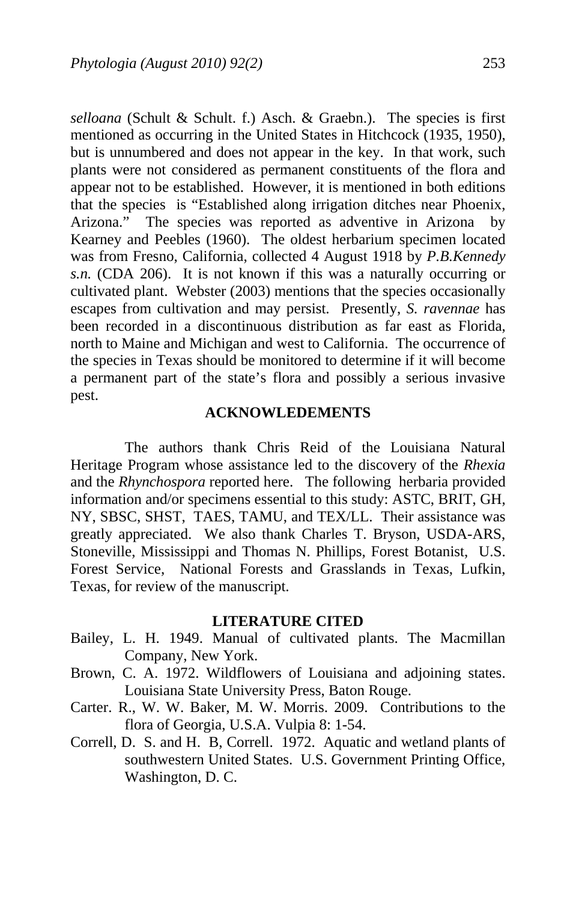*selloana* (Schult & Schult. f.) Asch. & Graebn.). The species is first mentioned as occurring in the United States in Hitchcock (1935, 1950), but is unnumbered and does not appear in the key. In that work, such plants were not considered as permanent constituents of the flora and appear not to be established. However, it is mentioned in both editions that the species is "Established along irrigation ditches near Phoenix, Arizona." The species was reported as adventive in Arizona by Kearney and Peebles (1960). The oldest herbarium specimen located was from Fresno, California, collected 4 August 1918 by *P.B.Kennedy s.n.* (CDA 206). It is not known if this was a naturally occurring or cultivated plant. Webster (2003) mentions that the species occasionally escapes from cultivation and may persist. Presently, *S. ravennae* has been recorded in a discontinuous distribution as far east as Florida, north to Maine and Michigan and west to California. The occurrence of the species in Texas should be monitored to determine if it will become a permanent part of the state's flora and possibly a serious invasive pest.

## ACKNOWLEDEMENTS

The authors thank Chris Reid of the Louisiana Natural Heritage Program whose assistance led to the discovery of the *Rhexia* and the *Rhynchospora* reported here. The following herbaria provided information and/or specimens essential to this study: ASTC, BRIT, GH, NY, SBSC, SHST, TAES, TAMU, and TEX/LL. Their assistance was greatly appreciated. We also thank Charles T. Bryson, USDA-ARS, Stoneville, Mississippi and Thomas N. Phillips, Forest Botanist, U.S. Forest Service, National Forests and Grasslands in Texas, Lufkin, Texas, for review of the manuscript.

## LITERATURE CITED

Bailey, L. H. 1949. Manual of cultivated plants. The Macmillan Company, New York.

Brown, C. A. 1972. Wildflowers of Louisiana and adjoining states. Louisiana State University Press, Baton Rouge.

Carter. R., W. W. Baker, M. W. Morris. 2009. Contributions to the flora of Georgia, U.S.A. Vulpia 8: 1-54.

Correll, D. S. and H. B, Correll. 1972. Aquatic and wetland plants of southwestern United States. U.S. Government Printing Office, Washington, D. C.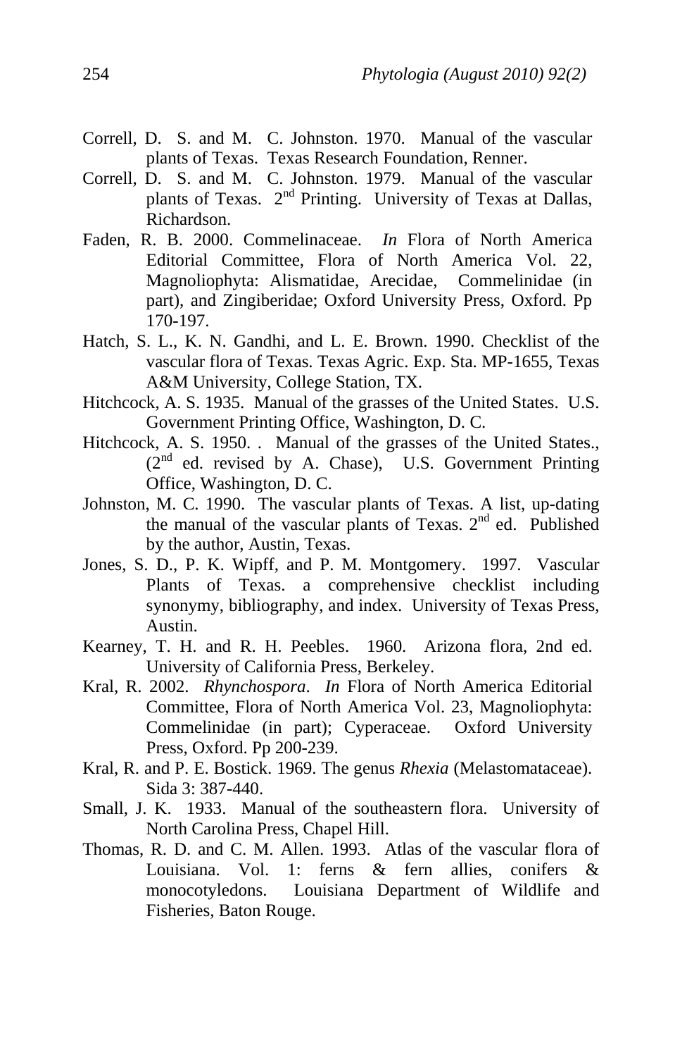Correll, D. S. and M. C. Johnston. 1970. Manual of the vascular plants of Texas. Texas Research Foundation, Renner.

Correll, D. S. and M. C. Johnston. 1979. Manual of the vascular plants of Texas. 2nd Printing. University of Texas at Dallas, Richardson.

Faden, R. B. 2000. Commelinaceae. *In* Flora of North America Editorial Committee, Flora of North America Vol. 22, Magnoliophyta: Alismatidae, Arecidae, Commelinidae (in part), and Zingiberidae; Oxford University Press, Oxford. Pp 170-197.

Hatch, S. L., K. N. Gandhi, and L. E. Brown. 1990. Checklist of the vascular flora of Texas. Texas Agric. Exp. Sta. MP-1655, Texas A&M University, College Station, TX.

Hitchcock, A. S. 1935. Manual of the grasses of the United States. U.S. Government Printing Office, Washington, D. C.

Hitchcock, A. S. 1950. . Manual of the grasses of the United States., (2nd ed. revised by A. Chase), U.S. Government Printing Office, Washington, D. C.

Johnston, M. C. 1990. The vascular plants of Texas. A list, up-dating the manual of the vascular plants of Texas. 2nd ed. Published by the author, Austin, Texas.

Jones, S. D., P. K. Wipff, and P. M. Montgomery. 1997. Vascular Plants of Texas. a comprehensive checklist including synonymy, bibliography, and index. University of Texas Press, Austin.

Kearney, T. H. and R. H. Peebles. 1960. Arizona flora, 2nd ed. University of California Press, Berkeley.

Kral, R. 2002. *Rhynchospora*. *In* Flora of North America Editorial Committee, Flora of North America Vol. 23, Magnoliophyta: Commelinidae (in part); Cyperaceae. Oxford University Press, Oxford. Pp 200-239.

Kral, R. and P. E. Bostick. 1969. The genus *Rhexia* (Melastomataceae). Sida 3: 387-440.

Small, J. K. 1933. Manual of the southeastern flora. University of North Carolina Press, Chapel Hill.

Thomas, R. D. and C. M. Allen. 1993. Atlas of the vascular flora of Louisiana. Vol. 1: ferns & fern allies, conifers & monocotyledons. Louisiana Department of Wildlife and Fisheries, Baton Rouge.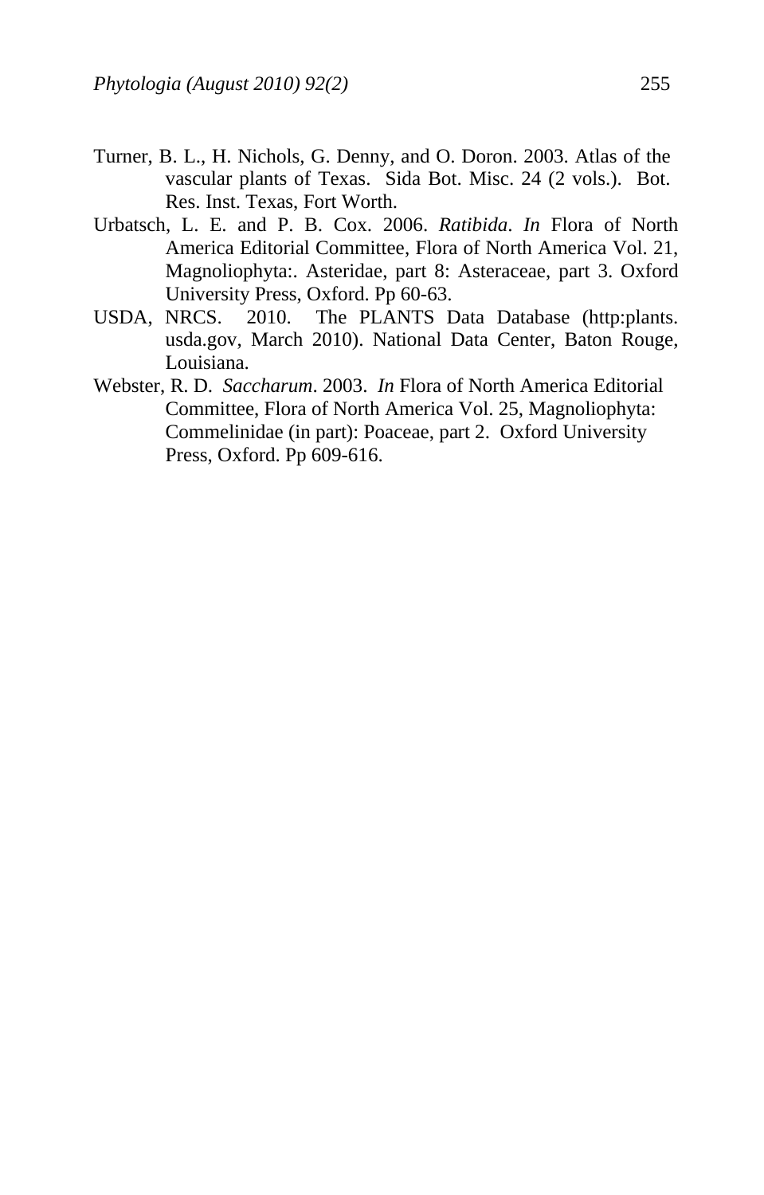Turner, B. L., H. Nichols, G. Denny, and O. Doron. 2003. Atlas of the vascular plants of Texas. Sida Bot. Misc. 24 (2 vols.). Bot. Res. Inst. Texas, Fort Worth.

Urbatsch, L. E. and P. B. Cox. 2006. *Ratibida*. *In* Flora of North America Editorial Committee, Flora of North America Vol. 21, Magnoliophyta:. Asteridae, part 8: Asteraceae, part 3. Oxford University Press, Oxford. Pp 60-63.

USDA, NRCS. 2010. The PLANTS Data Database (http:plants. usda.gov, March 2010). National Data Center, Baton Rouge, Louisiana.

Webster, R. D. *Saccharum*. 2003. *In* Flora of North America Editorial Committee, Flora of North America Vol. 25, Magnoliophyta: Commelinidae (in part): Poaceae, part 2. Oxford University Press, Oxford. Pp 609-616.